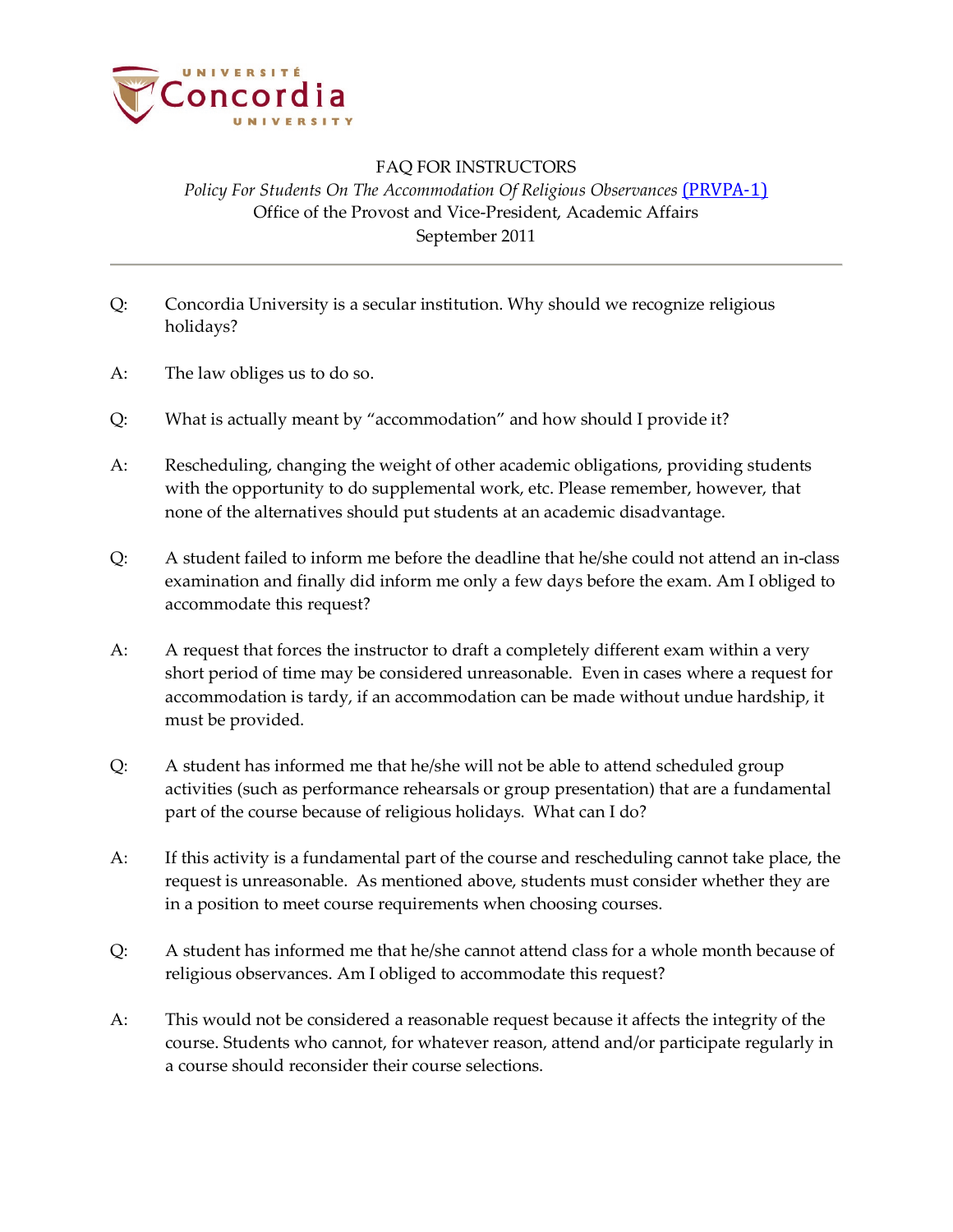# FAQ FOR INSTRUCTORS

*Policy For Students On The Accommodation Of Religious Observances* [(PRVPA-1)](#)

Office of the Provost and Vice-President, Academic Affairs

September 2011

---

Q: Concordia University is a secular institution. Why should we recognize religious holidays?

A: The law obliges us to do so.

Q: What is actually meant by "accommodation" and how should I provide it?

A: Rescheduling, changing the weight of other academic obligations, providing students with the opportunity to do supplemental work, etc. Please remember, however, that none of the alternatives should put students at an academic disadvantage.

Q: A student failed to inform me before the deadline that he/she could not attend an in-class examination and finally did inform me only a few days before the exam. Am I obliged to accommodate this request?

A: A request that forces the instructor to draft a completely different exam within a very short period of time may be considered unreasonable. Even in cases where a request for accommodation is tardy, if an accommodation can be made without undue hardship, it must be provided.

Q: A student has informed me that he/she will not be able to attend scheduled group activities (such as performance rehearsals or group presentation) that are a fundamental part of the course because of religious holidays. What can I do?

A: If this activity is a fundamental part of the course and rescheduling cannot take place, the request is unreasonable. As mentioned above, students must consider whether they are in a position to meet course requirements when choosing courses.

Q: A student has informed me that he/she cannot attend class for a whole month because of religious observances. Am I obliged to accommodate this request?

A: This would not be considered a reasonable request because it affects the integrity of the course. Students who cannot, for whatever reason, attend and/or participate regularly in a course should reconsider their course selections.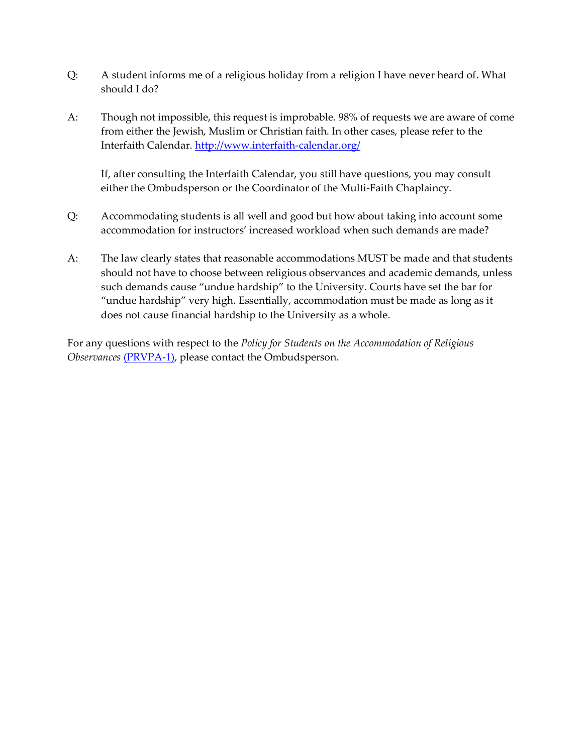Q: A student informs me of a religious holiday from a religion I have never heard of. What should I do?

A: Though not impossible, this request is improbable. 98% of requests we are aware of come from either the Jewish, Muslim or Christian faith. In other cases, please refer to the Interfaith Calendar. [http://www.interfaith-calendar.org/](http://www.interfaith-calendar.org/)

If, after consulting the Interfaith Calendar, you still have questions, you may consult either the Ombudsperson or the Coordinator of the Multi-Faith Chaplaincy.

Q: Accommodating students is all well and good but how about taking into account some accommodation for instructors' increased workload when such demands are made?

A: The law clearly states that reasonable accommodations MUST be made and that students should not have to choose between religious observances and academic demands, unless such demands cause "undue hardship" to the University. Courts have set the bar for "undue hardship" very high. Essentially, accommodation must be made as long as it does not cause financial hardship to the University as a whole.

For any questions with respect to the *Policy for Students on the Accommodation of Religious Observances* (PRVPA-1), please contact the Ombudsperson.